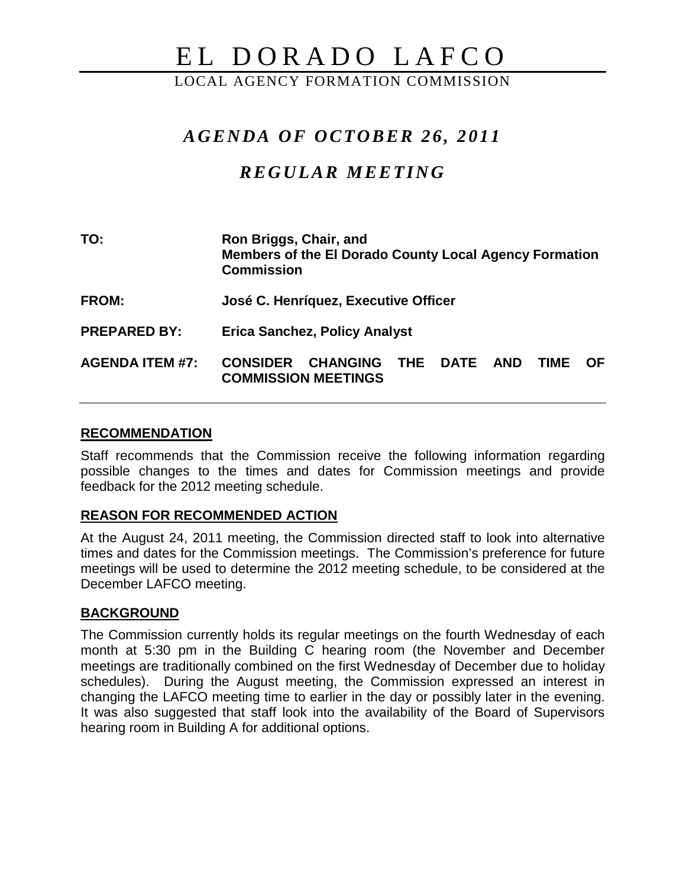# EL DORADO LAFCO

LOCAL AGENCY FORMATION COMMISSION

## *AGENDA OF OCTOBER 26, 2011*

## *REGULAR MEETING*

**TO:** **Ron Briggs, Chair, and Members of the El Dorado County Local Agency Formation Commission**

**FROM:** **José C. Henríquez, Executive Officer**

**PREPARED BY:** **Erica Sanchez, Policy Analyst**

**AGENDA ITEM #7:** **CONSIDER CHANGING THE DATE AND TIME OF COMMISSION MEETINGS**

---

### RECOMMENDATION

Staff recommends that the Commission receive the following information regarding possible changes to the times and dates for Commission meetings and provide feedback for the 2012 meeting schedule.

### REASON FOR RECOMMENDED ACTION

At the August 24, 2011 meeting, the Commission directed staff to look into alternative times and dates for the Commission meetings. The Commission's preference for future meetings will be used to determine the 2012 meeting schedule, to be considered at the December LAFCO meeting.

### BACKGROUND

The Commission currently holds its regular meetings on the fourth Wednesday of each month at 5:30 pm in the Building C hearing room (the November and December meetings are traditionally combined on the first Wednesday of December due to holiday schedules). During the August meeting, the Commission expressed an interest in changing the LAFCO meeting time to earlier in the day or possibly later in the evening. It was also suggested that staff look into the availability of the Board of Supervisors hearing room in Building A for additional options.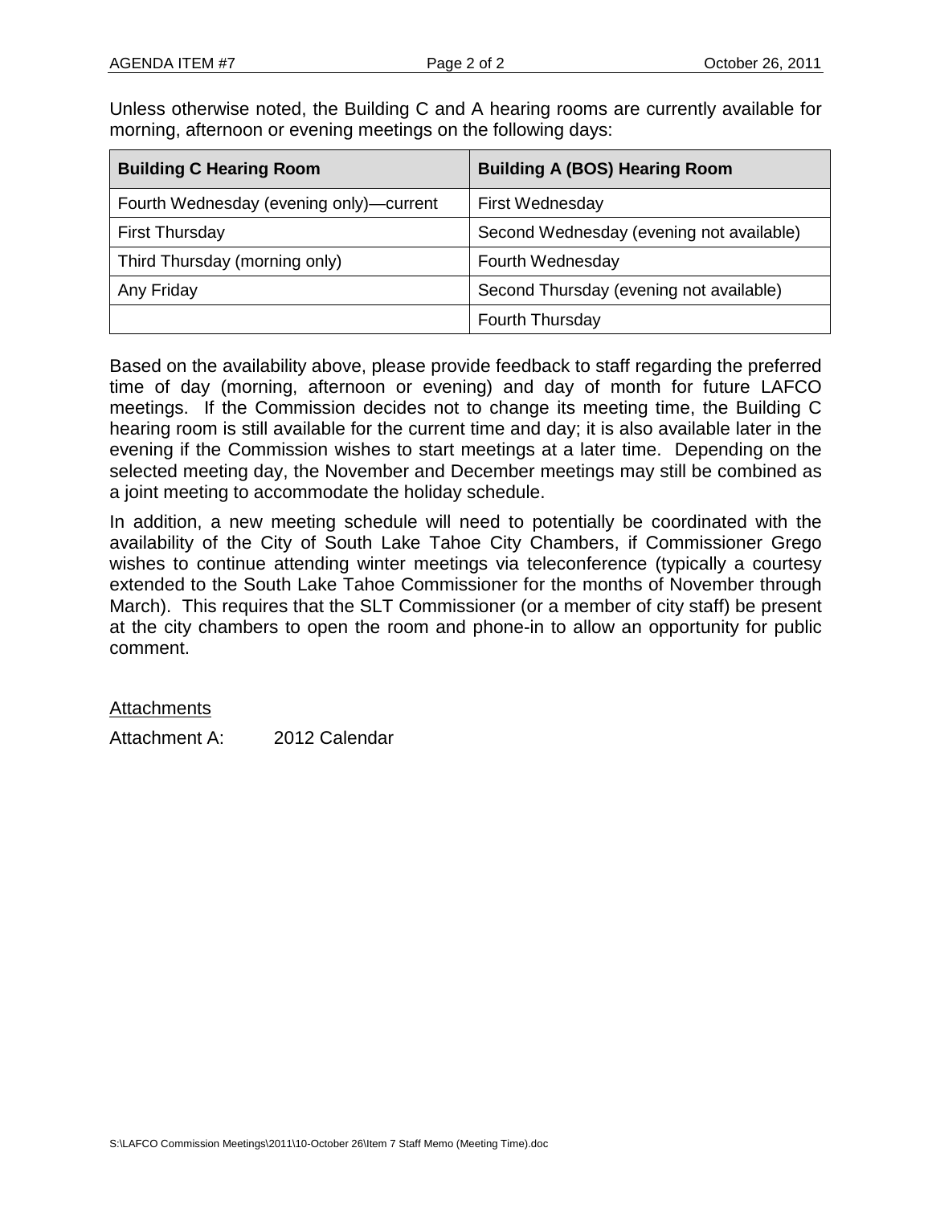Unless otherwise noted, the Building C and A hearing rooms are currently available for morning, afternoon or evening meetings on the following days:

| Building C Hearing Room | Building A (BOS) Hearing Room |
|---|---|
| Fourth Wednesday (evening only)—current | First Wednesday |
| First Thursday | Second Wednesday (evening not available) |
| Third Thursday (morning only) | Fourth Wednesday |
| Any Friday | Second Thursday (evening not available) |
| | Fourth Thursday |

Based on the availability above, please provide feedback to staff regarding the preferred time of day (morning, afternoon or evening) and day of month for future LAFCO meetings. If the Commission decides not to change its meeting time, the Building C hearing room is still available for the current time and day; it is also available later in the evening if the Commission wishes to start meetings at a later time. Depending on the selected meeting day, the November and December meetings may still be combined as a joint meeting to accommodate the holiday schedule.

In addition, a new meeting schedule will need to potentially be coordinated with the availability of the City of South Lake Tahoe City Chambers, if Commissioner Grego wishes to continue attending winter meetings via teleconference (typically a courtesy extended to the South Lake Tahoe Commissioner for the months of November through March). This requires that the SLT Commissioner (or a member of city staff) be present at the city chambers to open the room and phone-in to allow an opportunity for public comment.

<u>Attachments</u>

Attachment A: 2012 Calendar

S:\LAFCO Commission Meetings\2011\10-October 26\Item 7 Staff Memo (Meeting Time).doc